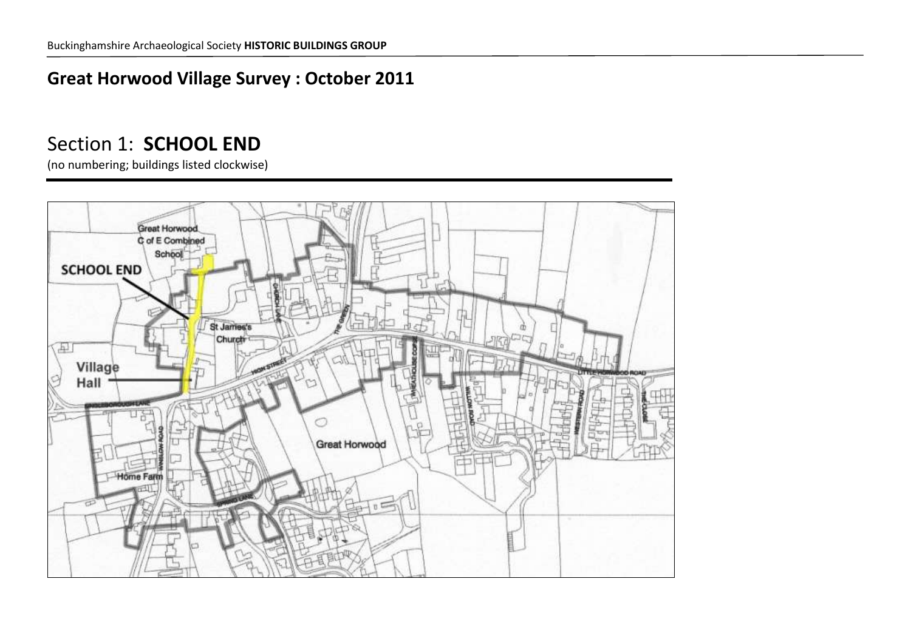# Great Horwood Village Survey : October 2011

## Section 1: **SCHOOL END**

(no numbering; buildings listed clockwise)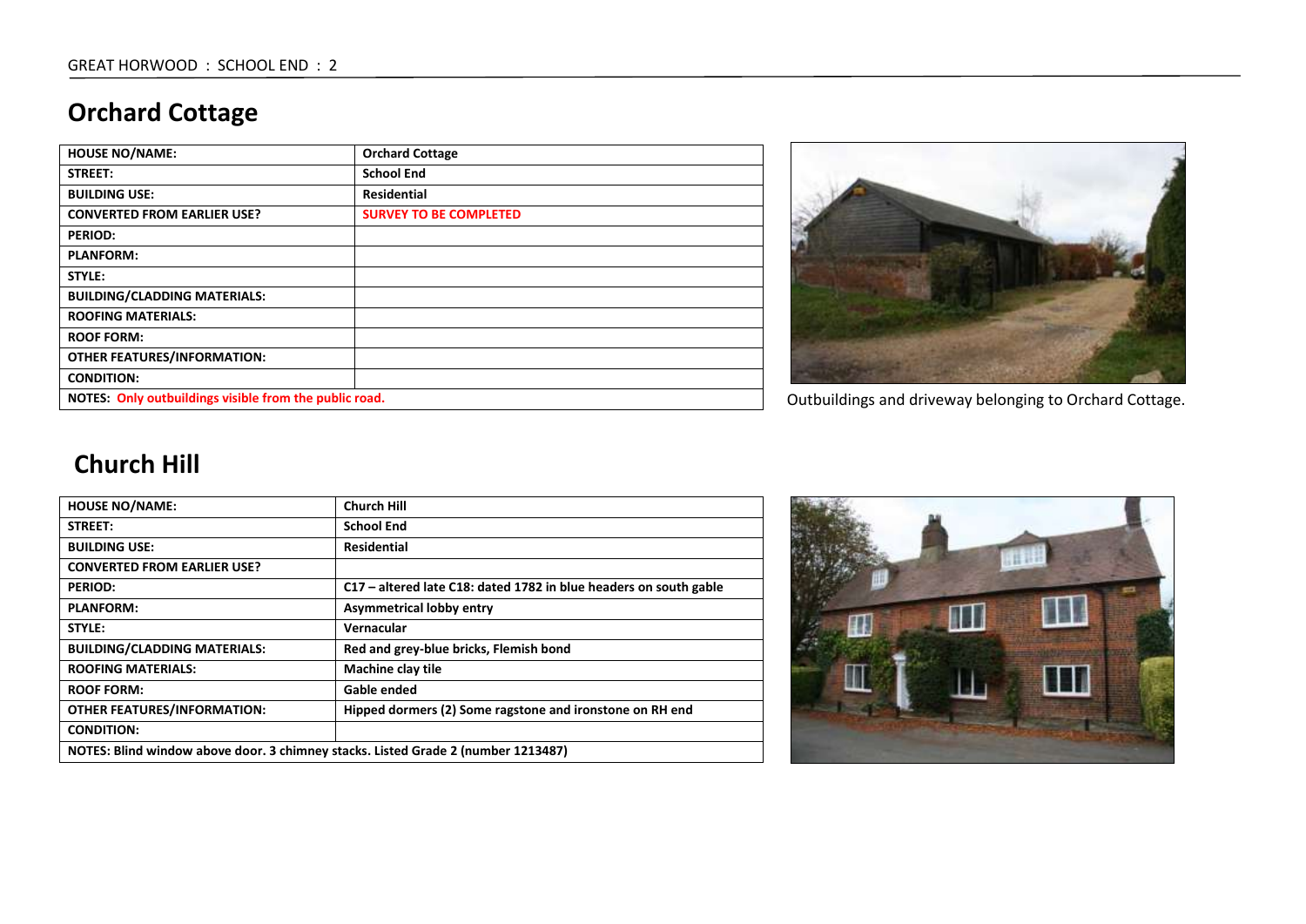## Orchard Cottage

| HOUSE NO/NAME: | Orchard Cottage |
|---|---|
| STREET: | School End |
| BUILDING USE: | Residential |
| CONVERTED FROM EARLIER USE? | SURVEY TO BE COMPLETED |
| PERIOD: | |
| PLANFORM: | |
| STYLE: | |
| BUILDING/CLADDING MATERIALS: | |
| ROOFING MATERIALS: | |
| ROOF FORM: | |
| OTHER FEATURES/INFORMATION: | |
| CONDITION: | |
| NOTES: Only outbuildings visible from the public road. | |

Outbuildings and driveway belonging to Orchard Cottage.

## Church Hill

| HOUSE NO/NAME: | Church Hill |
|---|---|
| STREET: | School End |
| BUILDING USE: | Residential |
| CONVERTED FROM EARLIER USE? | |
| PERIOD: | C17 – altered late C18: dated 1782 in blue headers on south gable |
| PLANFORM: | Asymmetrical lobby entry |
| STYLE: | Vernacular |
| BUILDING/CLADDING MATERIALS: | Red and grey-blue bricks, Flemish bond |
| ROOFING MATERIALS: | Machine clay tile |
| ROOF FORM: | Gable ended |
| OTHER FEATURES/INFORMATION: | Hipped dormers (2) Some ragstone and ironstone on RH end |
| CONDITION: | |
| NOTES: Blind window above door. 3 chimney stacks. Listed Grade 2 (number 1213487) | |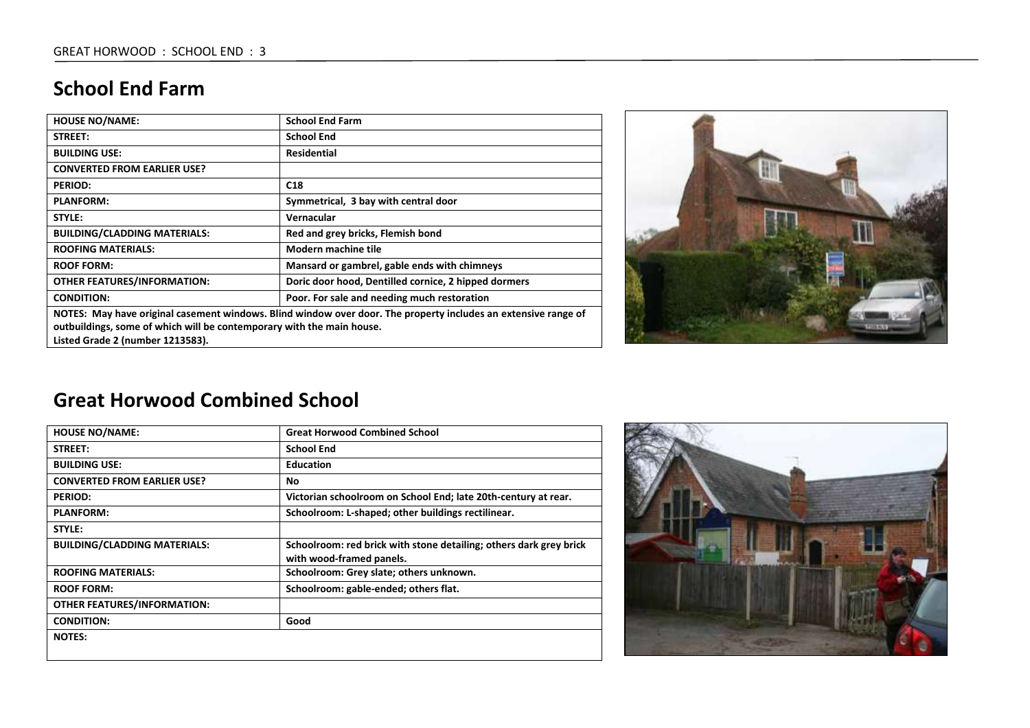## School End Farm

| HOUSE NO/NAME: | School End Farm |
| --- | --- |
| STREET: | School End |
| BUILDING USE: | Residential |
| CONVERTED FROM EARLIER USE? | |
| PERIOD: | C18 |
| PLANFORM: | Symmetrical, 3 bay with central door |
| STYLE: | Vernacular |
| BUILDING/CLADDING MATERIALS: | Red and grey bricks, Flemish bond |
| ROOFING MATERIALS: | Modern machine tile |
| ROOF FORM: | Mansard or gambrel, gable ends with chimneys |
| OTHER FEATURES/INFORMATION: | Doric door hood, Dentilled cornice, 2 hipped dormers |
| CONDITION: | Poor. For sale and needing much restoration |

**NOTES: May have original casement windows. Blind window over door. The property includes an extensive range of outbuildings, some of which will be contemporary with the main house.**
**Listed Grade 2 (number 1213583).**

## Great Horwood Combined School

| HOUSE NO/NAME: | Great Horwood Combined School |
| --- | --- |
| STREET: | School End |
| BUILDING USE: | Education |
| CONVERTED FROM EARLIER USE? | No |
| PERIOD: | Victorian schoolroom on School End; late 20th-century at rear. |
| PLANFORM: | Schoolroom: L-shaped; other buildings rectilinear. |
| STYLE: | |
| BUILDING/CLADDING MATERIALS: | Schoolroom: red brick with stone detailing; others dark grey brick with wood-framed panels. |
| ROOFING MATERIALS: | Schoolroom: Grey slate; others unknown. |
| ROOF FORM: | Schoolroom: gable-ended; others flat. |
| OTHER FEATURES/INFORMATION: | |
| CONDITION: | Good |

**NOTES:**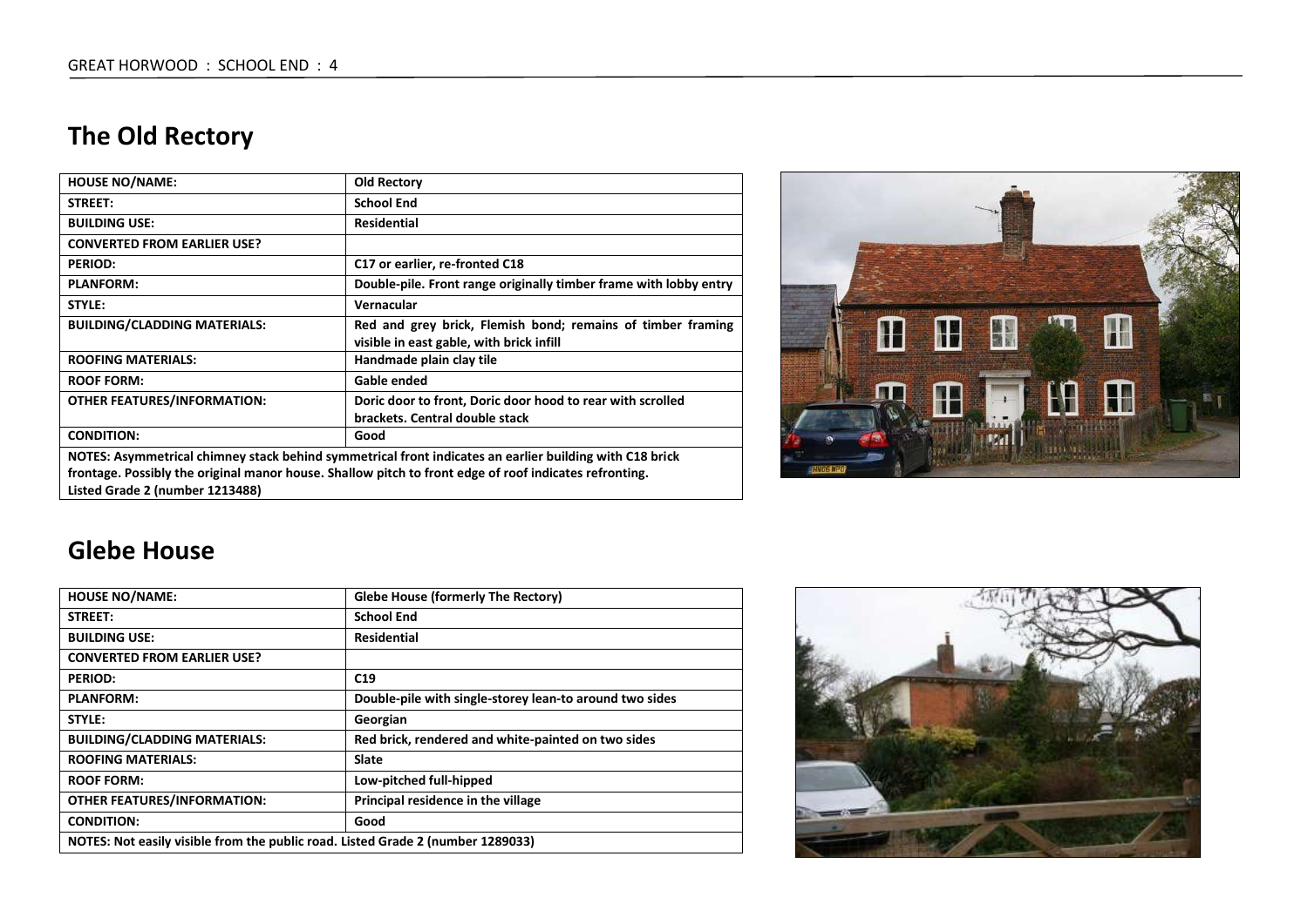## The Old Rectory

| HOUSE NO/NAME: | Old Rectory |
|---|---|
| STREET: | School End |
| BUILDING USE: | Residential |
| CONVERTED FROM EARLIER USE? | |
| PERIOD: | C17 or earlier, re-fronted C18 |
| PLANFORM: | Double-pile. Front range originally timber frame with lobby entry |
| STYLE: | Vernacular |
| BUILDING/CLADDING MATERIALS: | Red and grey brick, Flemish bond; remains of timber framing visible in east gable, with brick infill |
| ROOFING MATERIALS: | Handmade plain clay tile |
| ROOF FORM: | Gable ended |
| OTHER FEATURES/INFORMATION: | Doric door to front, Doric door hood to rear with scrolled brackets. Central double stack |
| CONDITION: | Good |
| NOTES: Asymmetrical chimney stack behind symmetrical front indicates an earlier building with C18 brick frontage. Possibly the original manor house. Shallow pitch to front edge of roof indicates refronting. Listed Grade 2 (number 1213488) | |

## Glebe House

| HOUSE NO/NAME: | Glebe House (formerly The Rectory) |
|---|---|
| STREET: | School End |
| BUILDING USE: | Residential |
| CONVERTED FROM EARLIER USE? | |
| PERIOD: | C19 |
| PLANFORM: | Double-pile with single-storey lean-to around two sides |
| STYLE: | Georgian |
| BUILDING/CLADDING MATERIALS: | Red brick, rendered and white-painted on two sides |
| ROOFING MATERIALS: | Slate |
| ROOF FORM: | Low-pitched full-hipped |
| OTHER FEATURES/INFORMATION: | Principal residence in the village |
| CONDITION: | Good |
| NOTES: Not easily visible from the public road. Listed Grade 2 (number 1289033) | |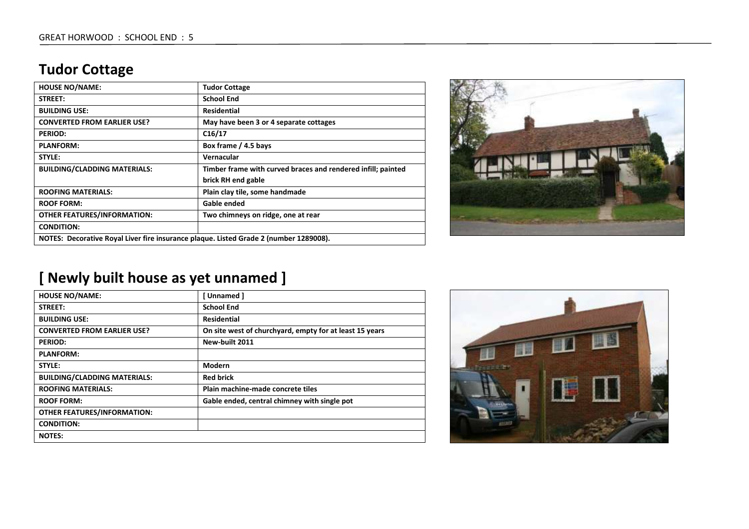## Tudor Cottage

| | |
|---|---|
| **HOUSE NO/NAME:** | **Tudor Cottage** |
| **STREET:** | **School End** |
| **BUILDING USE:** | **Residential** |
| **CONVERTED FROM EARLIER USE?** | **May have been 3 or 4 separate cottages** |
| **PERIOD:** | **C16/17** |
| **PLANFORM:** | **Box frame / 4.5 bays** |
| **STYLE:** | **Vernacular** |
| **BUILDING/CLADDING MATERIALS:** | **Timber frame with curved braces and rendered infill; painted brick RH end gable** |
| **ROOFING MATERIALS:** | **Plain clay tile, some handmade** |
| **ROOF FORM:** | **Gable ended** |
| **OTHER FEATURES/INFORMATION:** | **Two chimneys on ridge, one at rear** |
| **CONDITION:** | |
| **NOTES: Decorative Royal Liver fire insurance plaque. Listed Grade 2 (number 1289008).** | |

## [ Newly built house as yet unnamed ]

| | |
|---|---|
| **HOUSE NO/NAME:** | **[ Unnamed ]** |
| **STREET:** | **School End** |
| **BUILDING USE:** | **Residential** |
| **CONVERTED FROM EARLIER USE?** | **On site west of churchyard, empty for at least 15 years** |
| **PERIOD:** | **New-built 2011** |
| **PLANFORM:** | |
| **STYLE:** | **Modern** |
| **BUILDING/CLADDING MATERIALS:** | **Red brick** |
| **ROOFING MATERIALS:** | **Plain machine-made concrete tiles** |
| **ROOF FORM:** | **Gable ended, central chimney with single pot** |
| **OTHER FEATURES/INFORMATION:** | |
| **CONDITION:** | |
| **NOTES:** | |